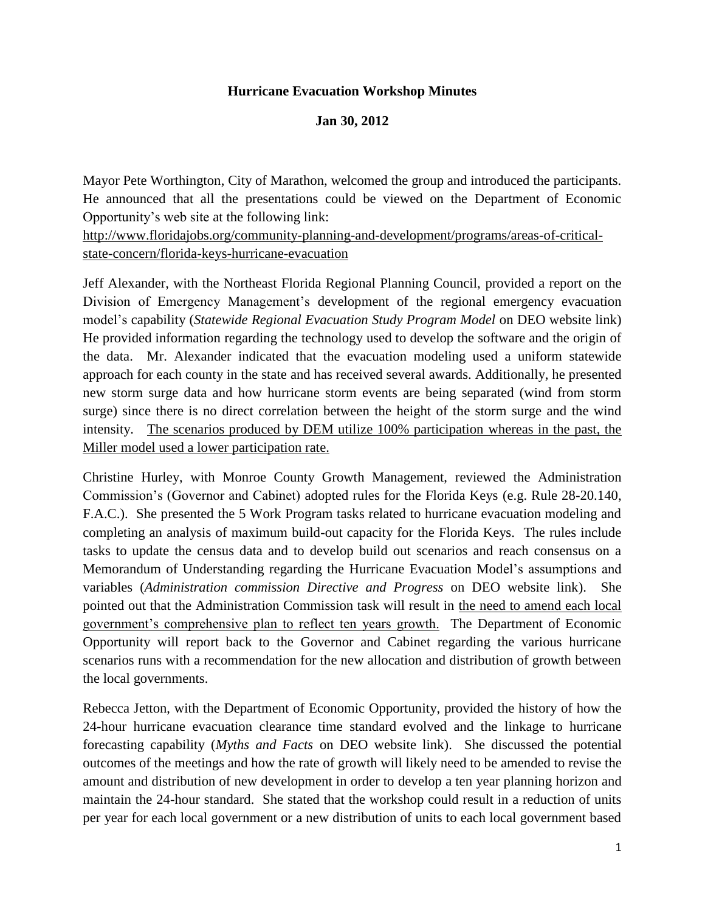**Hurricane Evacuation Workshop Minutes**

**Jan 30, 2012**

Mayor Pete Worthington, City of Marathon, welcomed the group and introduced the participants. He announced that all the presentations could be viewed on the Department of Economic Opportunity's web site at the following link:
http://www.floridajobs.org/community-planning-and-development/programs/areas-of-critical-state-concern/florida-keys-hurricane-evacuation

Jeff Alexander, with the Northeast Florida Regional Planning Council, provided a report on the Division of Emergency Management's development of the regional emergency evacuation model's capability (*Statewide Regional Evacuation Study Program Model* on DEO website link) He provided information regarding the technology used to develop the software and the origin of the data. Mr. Alexander indicated that the evacuation modeling used a uniform statewide approach for each county in the state and has received several awards. Additionally, he presented new storm surge data and how hurricane storm events are being separated (wind from storm surge) since there is no direct correlation between the height of the storm surge and the wind intensity. <u>The scenarios produced by DEM utilize 100% participation whereas in the past, the Miller model used a lower participation rate.</u>

Christine Hurley, with Monroe County Growth Management, reviewed the Administration Commission's (Governor and Cabinet) adopted rules for the Florida Keys (e.g. Rule 28-20.140, F.A.C.). She presented the 5 Work Program tasks related to hurricane evacuation modeling and completing an analysis of maximum build-out capacity for the Florida Keys. The rules include tasks to update the census data and to develop build out scenarios and reach consensus on a Memorandum of Understanding regarding the Hurricane Evacuation Model's assumptions and variables (*Administration commission Directive and Progress* on DEO website link). She pointed out that the Administration Commission task will result in <u>the need to amend each local government's comprehensive plan to reflect ten years growth.</u> The Department of Economic Opportunity will report back to the Governor and Cabinet regarding the various hurricane scenarios runs with a recommendation for the new allocation and distribution of growth between the local governments.

Rebecca Jetton, with the Department of Economic Opportunity, provided the history of how the 24-hour hurricane evacuation clearance time standard evolved and the linkage to hurricane forecasting capability (*Myths and Facts* on DEO website link). She discussed the potential outcomes of the meetings and how the rate of growth will likely need to be amended to revise the amount and distribution of new development in order to develop a ten year planning horizon and maintain the 24-hour standard. She stated that the workshop could result in a reduction of units per year for each local government or a new distribution of units to each local government based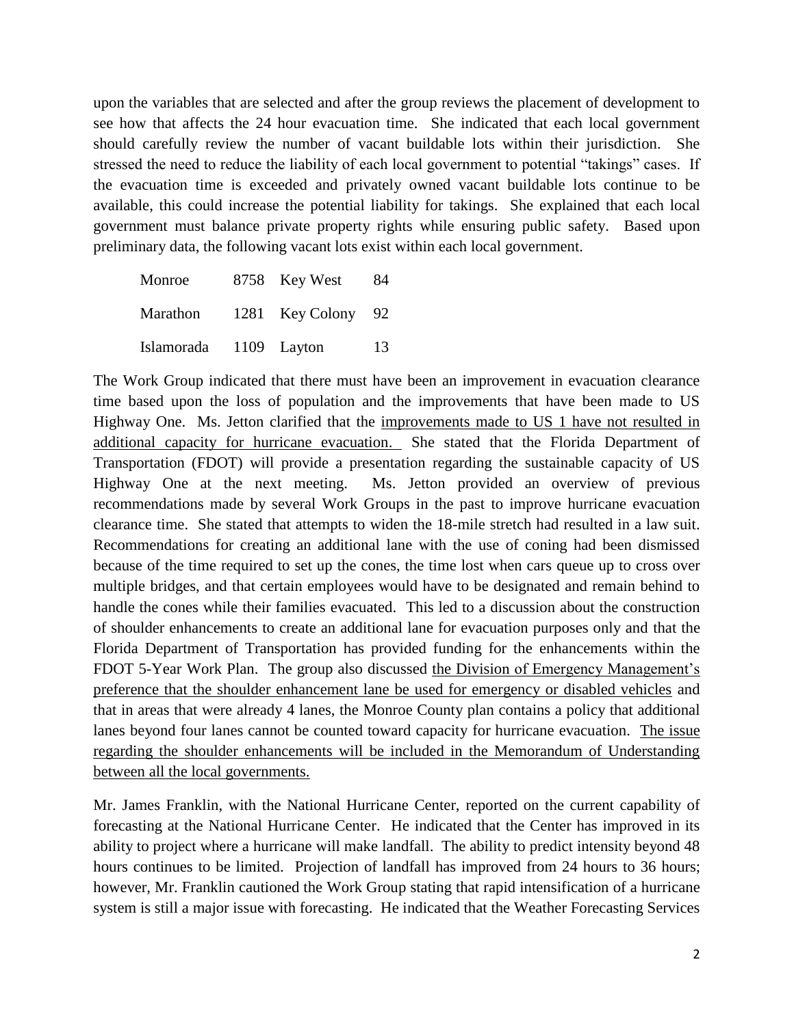upon the variables that are selected and after the group reviews the placement of development to see how that affects the 24 hour evacuation time. She indicated that each local government should carefully review the number of vacant buildable lots within their jurisdiction. She stressed the need to reduce the liability of each local government to potential "takings" cases. If the evacuation time is exceeded and privately owned vacant buildable lots continue to be available, this could increase the potential liability for takings. She explained that each local government must balance private property rights while ensuring public safety. Based upon preliminary data, the following vacant lots exist within each local government.

| | | | |
|---|---|---|---|
| Monroe | 8758 | Key West | 84 |
| Marathon | 1281 | Key Colony | 92 |
| Islamorada | 1109 | Layton | 13 |

The Work Group indicated that there must have been an improvement in evacuation clearance time based upon the loss of population and the improvements that have been made to US Highway One. Ms. Jetton clarified that the <u>improvements made to US 1 have not resulted in additional capacity for hurricane evacuation.</u> She stated that the Florida Department of Transportation (FDOT) will provide a presentation regarding the sustainable capacity of US Highway One at the next meeting. Ms. Jetton provided an overview of previous recommendations made by several Work Groups in the past to improve hurricane evacuation clearance time. She stated that attempts to widen the 18-mile stretch had resulted in a law suit. Recommendations for creating an additional lane with the use of coning had been dismissed because of the time required to set up the cones, the time lost when cars queue up to cross over multiple bridges, and that certain employees would have to be designated and remain behind to handle the cones while their families evacuated. This led to a discussion about the construction of shoulder enhancements to create an additional lane for evacuation purposes only and that the Florida Department of Transportation has provided funding for the enhancements within the FDOT 5-Year Work Plan. The group also discussed <u>the Division of Emergency Management's preference that the shoulder enhancement lane be used for emergency or disabled vehicles</u> and that in areas that were already 4 lanes, the Monroe County plan contains a policy that additional lanes beyond four lanes cannot be counted toward capacity for hurricane evacuation. <u>The issue regarding the shoulder enhancements will be included in the Memorandum of Understanding between all the local governments.</u>

Mr. James Franklin, with the National Hurricane Center, reported on the current capability of forecasting at the National Hurricane Center. He indicated that the Center has improved in its ability to project where a hurricane will make landfall. The ability to predict intensity beyond 48 hours continues to be limited. Projection of landfall has improved from 24 hours to 36 hours; however, Mr. Franklin cautioned the Work Group stating that rapid intensification of a hurricane system is still a major issue with forecasting. He indicated that the Weather Forecasting Services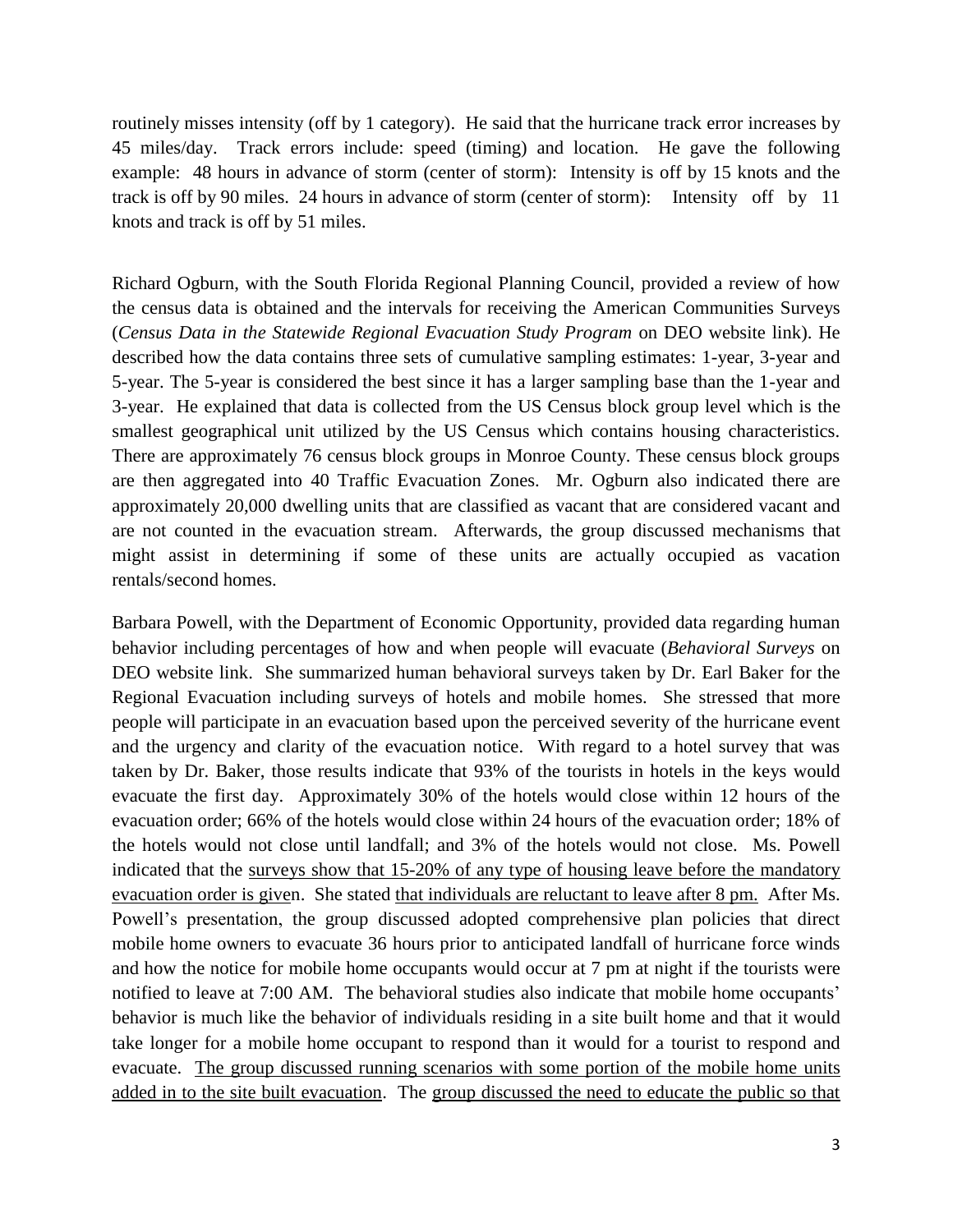routinely misses intensity (off by 1 category). He said that the hurricane track error increases by 45 miles/day. Track errors include: speed (timing) and location. He gave the following example: 48 hours in advance of storm (center of storm): Intensity is off by 15 knots and the track is off by 90 miles. 24 hours in advance of storm (center of storm): Intensity off by 11 knots and track is off by 51 miles.

Richard Ogburn, with the South Florida Regional Planning Council, provided a review of how the census data is obtained and the intervals for receiving the American Communities Surveys (*Census Data in the Statewide Regional Evacuation Study Program* on DEO website link). He described how the data contains three sets of cumulative sampling estimates: 1-year, 3-year and 5-year. The 5-year is considered the best since it has a larger sampling base than the 1-year and 3-year. He explained that data is collected from the US Census block group level which is the smallest geographical unit utilized by the US Census which contains housing characteristics. There are approximately 76 census block groups in Monroe County. These census block groups are then aggregated into 40 Traffic Evacuation Zones. Mr. Ogburn also indicated there are approximately 20,000 dwelling units that are classified as vacant that are considered vacant and are not counted in the evacuation stream. Afterwards, the group discussed mechanisms that might assist in determining if some of these units are actually occupied as vacation rentals/second homes.

Barbara Powell, with the Department of Economic Opportunity, provided data regarding human behavior including percentages of how and when people will evacuate (*Behavioral Surveys* on DEO website link. She summarized human behavioral surveys taken by Dr. Earl Baker for the Regional Evacuation including surveys of hotels and mobile homes. She stressed that more people will participate in an evacuation based upon the perceived severity of the hurricane event and the urgency and clarity of the evacuation notice. With regard to a hotel survey that was taken by Dr. Baker, those results indicate that 93% of the tourists in hotels in the keys would evacuate the first day. Approximately 30% of the hotels would close within 12 hours of the evacuation order; 66% of the hotels would close within 24 hours of the evacuation order; 18% of the hotels would not close until landfall; and 3% of the hotels would not close. Ms. Powell indicated that the surveys show that 15-20% of any type of housing leave before the mandatory evacuation order is given. She stated that individuals are reluctant to leave after 8 pm. After Ms. Powell's presentation, the group discussed adopted comprehensive plan policies that direct mobile home owners to evacuate 36 hours prior to anticipated landfall of hurricane force winds and how the notice for mobile home occupants would occur at 7 pm at night if the tourists were notified to leave at 7:00 AM. The behavioral studies also indicate that mobile home occupants' behavior is much like the behavior of individuals residing in a site built home and that it would take longer for a mobile home occupant to respond than it would for a tourist to respond and evacuate. The group discussed running scenarios with some portion of the mobile home units added in to the site built evacuation. The group discussed the need to educate the public so that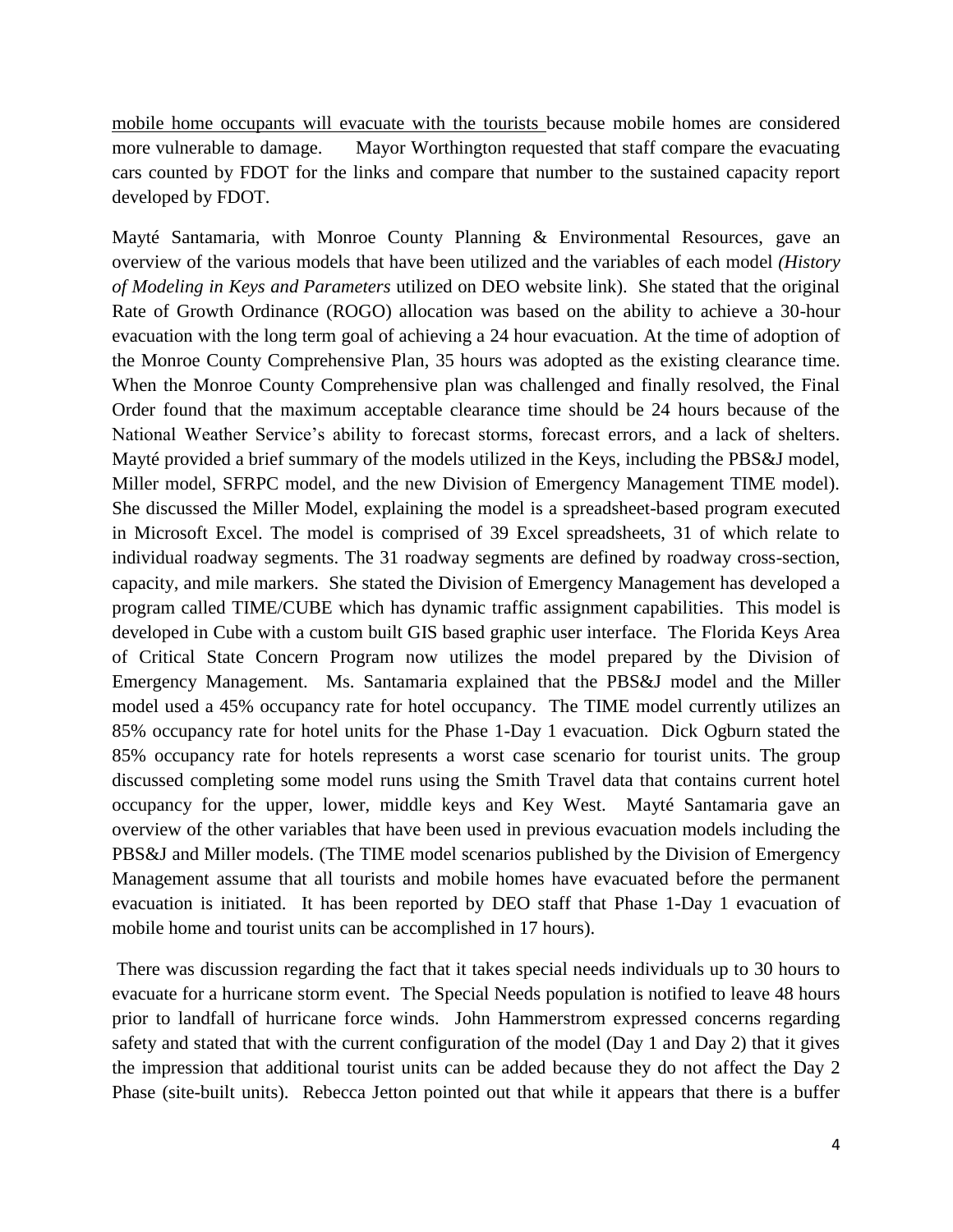mobile home occupants will evacuate with the tourists because mobile homes are considered more vulnerable to damage. Mayor Worthington requested that staff compare the evacuating cars counted by FDOT for the links and compare that number to the sustained capacity report developed by FDOT.

Mayté Santamaria, with Monroe County Planning & Environmental Resources, gave an overview of the various models that have been utilized and the variables of each model *(History of Modeling in Keys and Parameters* utilized on DEO website link). She stated that the original Rate of Growth Ordinance (ROGO) allocation was based on the ability to achieve a 30-hour evacuation with the long term goal of achieving a 24 hour evacuation. At the time of adoption of the Monroe County Comprehensive Plan, 35 hours was adopted as the existing clearance time. When the Monroe County Comprehensive plan was challenged and finally resolved, the Final Order found that the maximum acceptable clearance time should be 24 hours because of the National Weather Service's ability to forecast storms, forecast errors, and a lack of shelters. Mayté provided a brief summary of the models utilized in the Keys, including the PBS&J model, Miller model, SFRPC model, and the new Division of Emergency Management TIME model). She discussed the Miller Model, explaining the model is a spreadsheet-based program executed in Microsoft Excel. The model is comprised of 39 Excel spreadsheets, 31 of which relate to individual roadway segments. The 31 roadway segments are defined by roadway cross-section, capacity, and mile markers. She stated the Division of Emergency Management has developed a program called TIME/CUBE which has dynamic traffic assignment capabilities. This model is developed in Cube with a custom built GIS based graphic user interface. The Florida Keys Area of Critical State Concern Program now utilizes the model prepared by the Division of Emergency Management. Ms. Santamaria explained that the PBS&J model and the Miller model used a 45% occupancy rate for hotel occupancy. The TIME model currently utilizes an 85% occupancy rate for hotel units for the Phase 1-Day 1 evacuation. Dick Ogburn stated the 85% occupancy rate for hotels represents a worst case scenario for tourist units. The group discussed completing some model runs using the Smith Travel data that contains current hotel occupancy for the upper, lower, middle keys and Key West. Mayté Santamaria gave an overview of the other variables that have been used in previous evacuation models including the PBS&J and Miller models. (The TIME model scenarios published by the Division of Emergency Management assume that all tourists and mobile homes have evacuated before the permanent evacuation is initiated. It has been reported by DEO staff that Phase 1-Day 1 evacuation of mobile home and tourist units can be accomplished in 17 hours).

There was discussion regarding the fact that it takes special needs individuals up to 30 hours to evacuate for a hurricane storm event. The Special Needs population is notified to leave 48 hours prior to landfall of hurricane force winds. John Hammerstrom expressed concerns regarding safety and stated that with the current configuration of the model (Day 1 and Day 2) that it gives the impression that additional tourist units can be added because they do not affect the Day 2 Phase (site-built units). Rebecca Jetton pointed out that while it appears that there is a buffer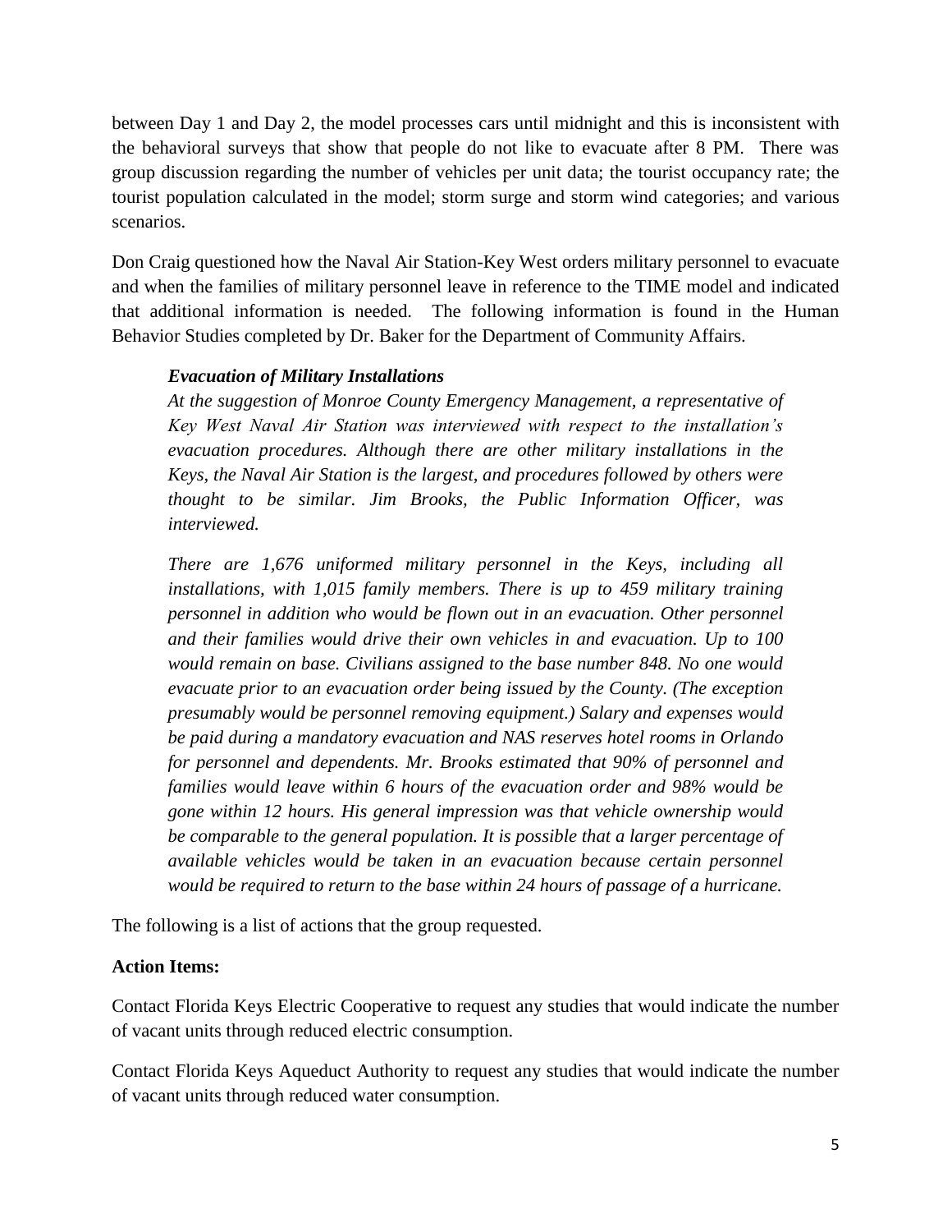between Day 1 and Day 2, the model processes cars until midnight and this is inconsistent with the behavioral surveys that show that people do not like to evacuate after 8 PM. There was group discussion regarding the number of vehicles per unit data; the tourist occupancy rate; the tourist population calculated in the model; storm surge and storm wind categories; and various scenarios.

Don Craig questioned how the Naval Air Station-Key West orders military personnel to evacuate and when the families of military personnel leave in reference to the TIME model and indicated that additional information is needed. The following information is found in the Human Behavior Studies completed by Dr. Baker for the Department of Community Affairs.

> ***Evacuation of Military Installations***
>
> *At the suggestion of Monroe County Emergency Management, a representative of Key West Naval Air Station was interviewed with respect to the installation's evacuation procedures. Although there are other military installations in the Keys, the Naval Air Station is the largest, and procedures followed by others were thought to be similar. Jim Brooks, the Public Information Officer, was interviewed.*
>
> *There are 1,676 uniformed military personnel in the Keys, including all installations, with 1,015 family members. There is up to 459 military training personnel in addition who would be flown out in an evacuation. Other personnel and their families would drive their own vehicles in and evacuation. Up to 100 would remain on base. Civilians assigned to the base number 848. No one would evacuate prior to an evacuation order being issued by the County. (The exception presumably would be personnel removing equipment.) Salary and expenses would be paid during a mandatory evacuation and NAS reserves hotel rooms in Orlando for personnel and dependents. Mr. Brooks estimated that 90% of personnel and families would leave within 6 hours of the evacuation order and 98% would be gone within 12 hours. His general impression was that vehicle ownership would be comparable to the general population. It is possible that a larger percentage of available vehicles would be taken in an evacuation because certain personnel would be required to return to the base within 24 hours of passage of a hurricane.*

The following is a list of actions that the group requested.

**Action Items:**

Contact Florida Keys Electric Cooperative to request any studies that would indicate the number of vacant units through reduced electric consumption.

Contact Florida Keys Aqueduct Authority to request any studies that would indicate the number of vacant units through reduced water consumption.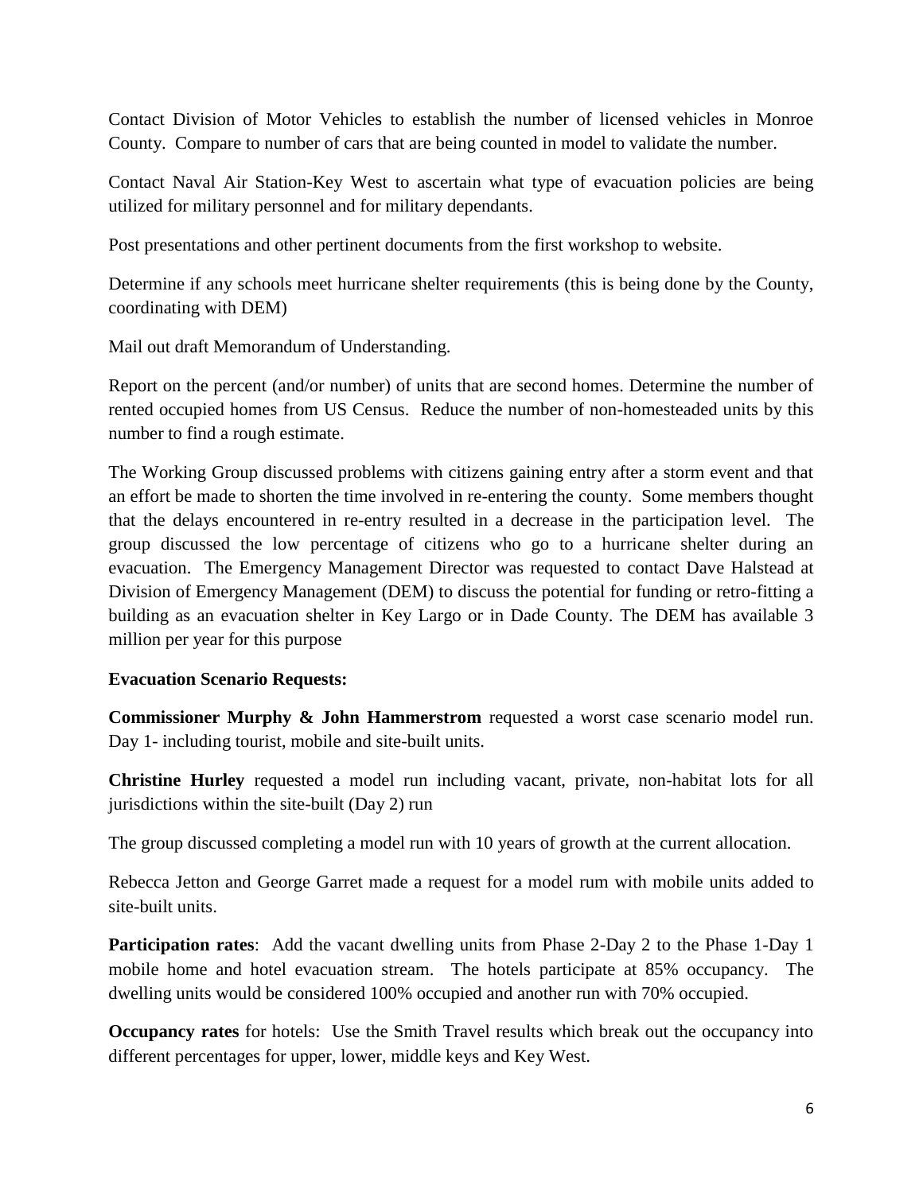Contact Division of Motor Vehicles to establish the number of licensed vehicles in Monroe County. Compare to number of cars that are being counted in model to validate the number.

Contact Naval Air Station-Key West to ascertain what type of evacuation policies are being utilized for military personnel and for military dependants.

Post presentations and other pertinent documents from the first workshop to website.

Determine if any schools meet hurricane shelter requirements (this is being done by the County, coordinating with DEM)

Mail out draft Memorandum of Understanding.

Report on the percent (and/or number) of units that are second homes. Determine the number of rented occupied homes from US Census. Reduce the number of non-homesteaded units by this number to find a rough estimate.

The Working Group discussed problems with citizens gaining entry after a storm event and that an effort be made to shorten the time involved in re-entering the county. Some members thought that the delays encountered in re-entry resulted in a decrease in the participation level. The group discussed the low percentage of citizens who go to a hurricane shelter during an evacuation. The Emergency Management Director was requested to contact Dave Halstead at Division of Emergency Management (DEM) to discuss the potential for funding or retro-fitting a building as an evacuation shelter in Key Largo or in Dade County. The DEM has available 3 million per year for this purpose

**Evacuation Scenario Requests:**

**Commissioner Murphy & John Hammerstrom** requested a worst case scenario model run. Day 1- including tourist, mobile and site-built units.

**Christine Hurley** requested a model run including vacant, private, non-habitat lots for all jurisdictions within the site-built (Day 2) run

The group discussed completing a model run with 10 years of growth at the current allocation.

Rebecca Jetton and George Garret made a request for a model rum with mobile units added to site-built units.

**Participation rates**: Add the vacant dwelling units from Phase 2-Day 2 to the Phase 1-Day 1 mobile home and hotel evacuation stream. The hotels participate at 85% occupancy. The dwelling units would be considered 100% occupied and another run with 70% occupied.

**Occupancy rates** for hotels: Use the Smith Travel results which break out the occupancy into different percentages for upper, lower, middle keys and Key West.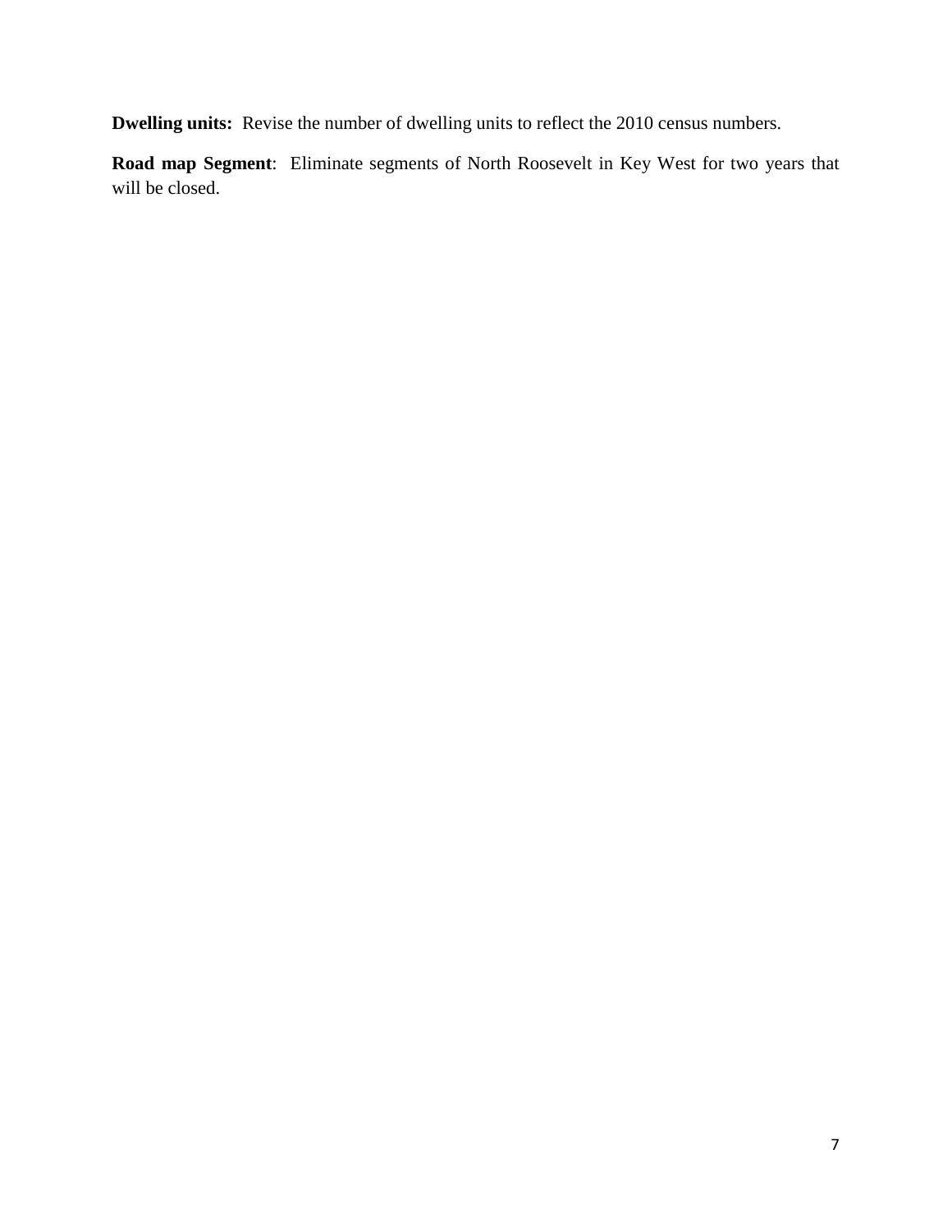**Dwelling units:** Revise the number of dwelling units to reflect the 2010 census numbers.

**Road map Segment**: Eliminate segments of North Roosevelt in Key West for two years that will be closed.